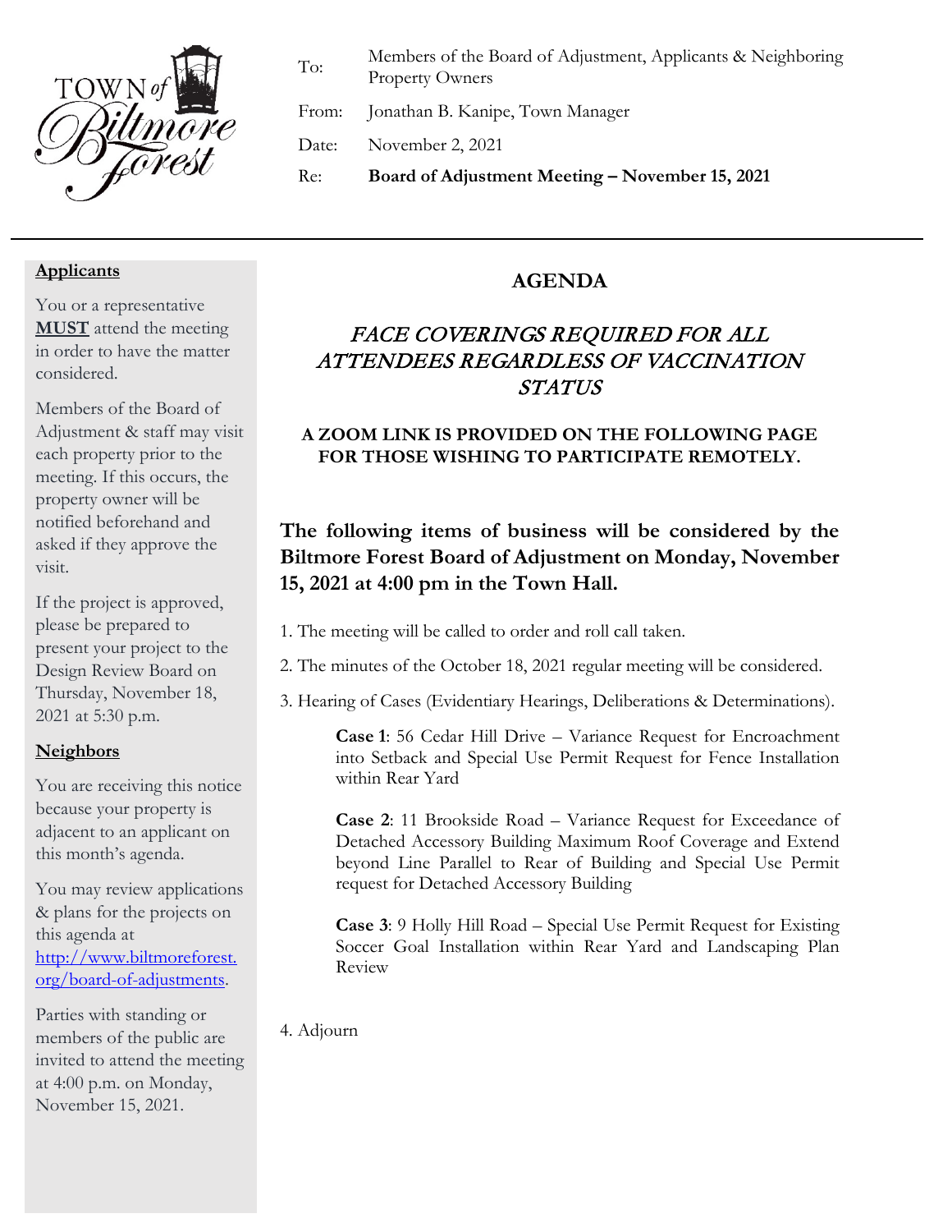TOWN of Biltmore Forest

| | |
|---|---|
| To: | Members of the Board of Adjustment, Applicants & Neighboring Property Owners |
| From: | Jonathan B. Kanipe, Town Manager |
| Date: | November 2, 2021 |
| Re: | **Board of Adjustment Meeting – November 15, 2021** |

---

## AGENDA

### *FACE COVERINGS REQUIRED FOR ALL ATTENDEES REGARDLESS OF VACCINATION STATUS*

**A ZOOM LINK IS PROVIDED ON THE FOLLOWING PAGE FOR THOSE WISHING TO PARTICIPATE REMOTELY.**

**The following items of business will be considered by the Biltmore Forest Board of Adjustment on Monday, November 15, 2021 at 4:00 pm in the Town Hall.**

1. The meeting will be called to order and roll call taken.

2. The minutes of the October 18, 2021 regular meeting will be considered.

3. Hearing of Cases (Evidentiary Hearings, Deliberations & Determinations).

   **Case 1**: 56 Cedar Hill Drive – Variance Request for Encroachment into Setback and Special Use Permit Request for Fence Installation within Rear Yard

   **Case 2**: 11 Brookside Road – Variance Request for Exceedance of Detached Accessory Building Maximum Roof Coverage and Extend beyond Line Parallel to Rear of Building and Special Use Permit request for Detached Accessory Building

   **Case 3**: 9 Holly Hill Road – Special Use Permit Request for Existing Soccer Goal Installation within Rear Yard and Landscaping Plan Review

4. Adjourn

---

**<u>Applicants</u>**

You or a representative **<u>MUST</u>** attend the meeting in order to have the matter considered.

Members of the Board of Adjustment & staff may visit each property prior to the meeting. If this occurs, the property owner will be notified beforehand and asked if they approve the visit.

If the project is approved, please be prepared to present your project to the Design Review Board on Thursday, November 18, 2021 at 5:30 p.m.

**<u>Neighbors</u>**

You are receiving this notice because your property is adjacent to an applicant on this month's agenda.

You may review applications & plans for the projects on this agenda at http://www.biltmoreforest.org/board-of-adjustments.

Parties with standing or members of the public are invited to attend the meeting at 4:00 p.m. on Monday, November 15, 2021.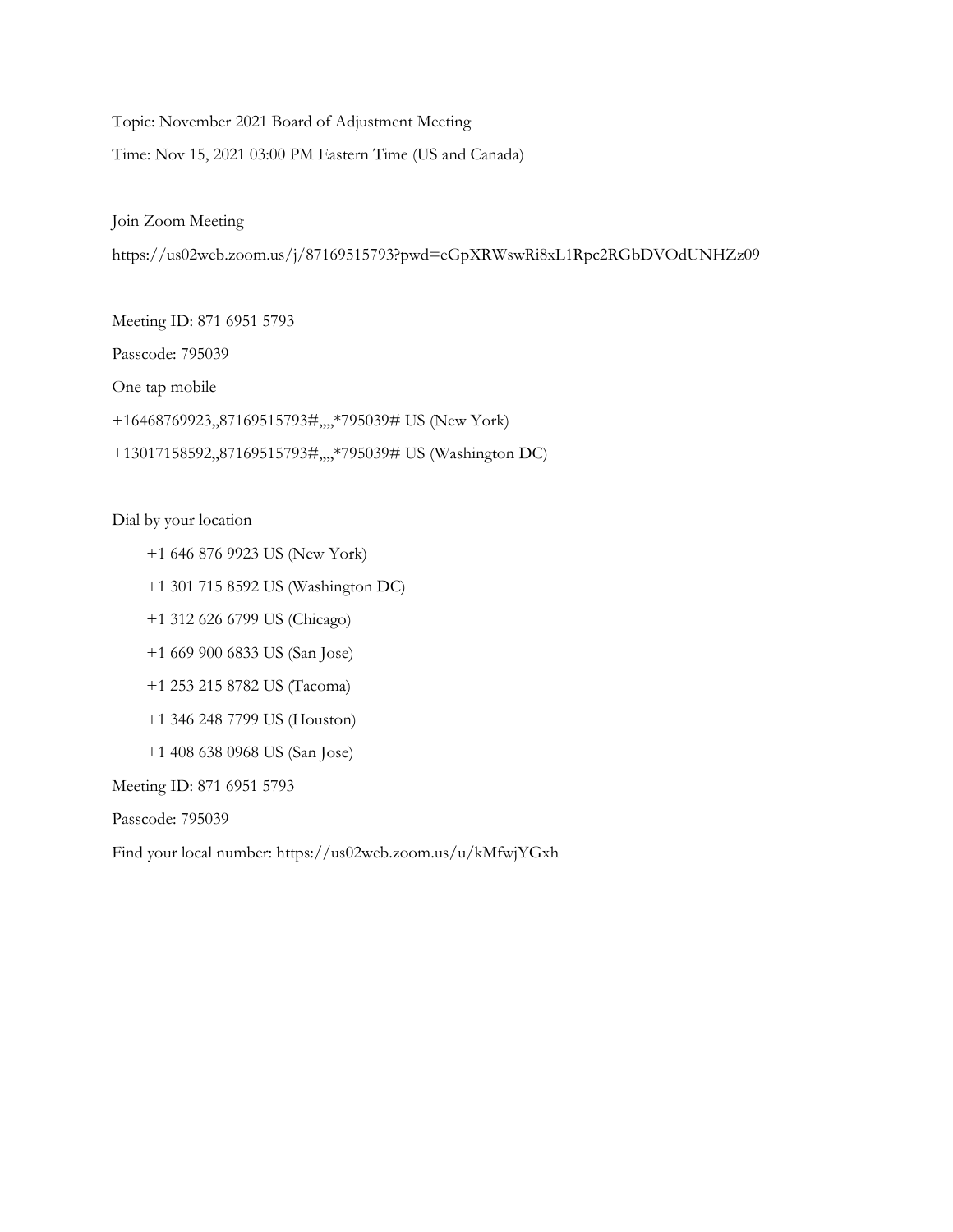Topic: November 2021 Board of Adjustment Meeting

Time: Nov 15, 2021 03:00 PM Eastern Time (US and Canada)

Join Zoom Meeting

https://us02web.zoom.us/j/87169515793?pwd=eGpXRWswRi8xL1Rpc2RGbDVOdUNHZz09

Meeting ID: 871 6951 5793

Passcode: 795039

One tap mobile

+16468769923,,87169515793#,,,,*795039# US (New York)

+13017158592,,87169515793#,,,,*795039# US (Washington DC)

Dial by your location

+1 646 876 9923 US (New York)

+1 301 715 8592 US (Washington DC)

+1 312 626 6799 US (Chicago)

+1 669 900 6833 US (San Jose)

+1 253 215 8782 US (Tacoma)

+1 346 248 7799 US (Houston)

+1 408 638 0968 US (San Jose)

Meeting ID: 871 6951 5793

Passcode: 795039

Find your local number: https://us02web.zoom.us/u/kMfwjYGxh